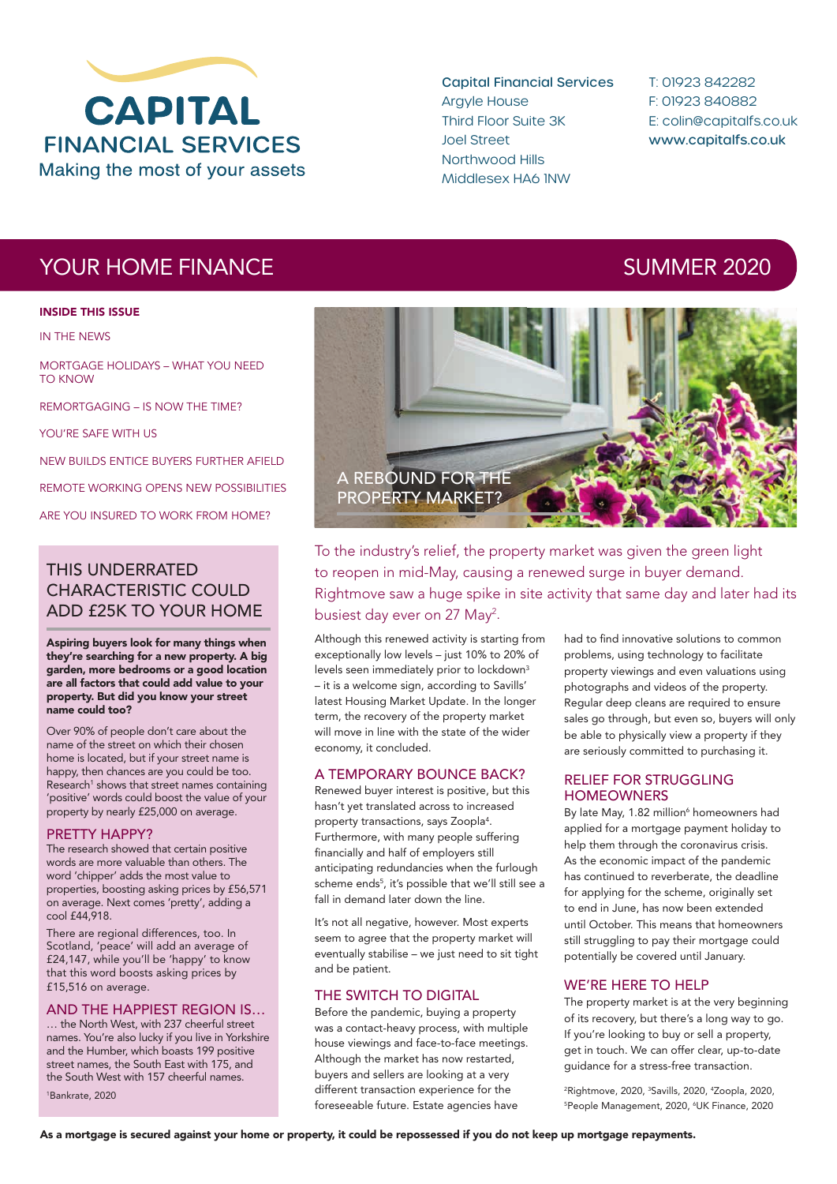# CAPITAL FINANCIAL SERVICES

Making the most of your assets

**Capital Financial Services**
Argyle House
Third Floor Suite 3K
Joel Street
Northwood Hills
Middlesex HA6 1NW

T: 01923 842282
F: 01923 840882
E: colin@capitalfs.co.uk
**www.capitalfs.co.uk**

## YOUR HOME FINANCE — SUMMER 2020

**INSIDE THIS ISSUE**

- IN THE NEWS
- MORTGAGE HOLIDAYS – WHAT YOU NEED TO KNOW
- REMORTGAGING – IS NOW THE TIME?
- YOU'RE SAFE WITH US
- NEW BUILDS ENTICE BUYERS FURTHER AFIELD
- REMOTE WORKING OPENS NEW POSSIBILITIES
- ARE YOU INSURED TO WORK FROM HOME?

## THIS UNDERRATED CHARACTERISTIC COULD ADD £25K TO YOUR HOME

**Aspiring buyers look for many things when they're searching for a new property. A big garden, more bedrooms or a good location are all factors that could add value to your property. But did you know your street name could too?**

Over 90% of people don't care about the name of the street on which their chosen home is located, but if your street name is happy, then chances are you could be too. Research[1] shows that street names containing 'positive' words could boost the value of your property by nearly £25,000 on average.

### PRETTY HAPPY?

The research showed that certain positive words are more valuable than others. The word 'chipper' adds the most value to properties, boosting asking prices by £56,571 on average. Next comes 'pretty', adding a cool £44,918.

There are regional differences, too. In Scotland, 'peace' will add an average of £24,147, while you'll be 'happy' to know that this word boosts asking prices by £15,516 on average.

### AND THE HAPPIEST REGION IS…

… the North West, with 237 cheerful street names. You're also lucky if you live in Yorkshire and the Humber, which boasts 199 positive street names, the South East with 175, and the South West with 157 cheerful names.

[1]Bankrate, 2020

## A REBOUND FOR THE PROPERTY MARKET?

To the industry's relief, the property market was given the green light to reopen in mid-May, causing a renewed surge in buyer demand. Rightmove saw a huge spike in site activity that same day and later had its busiest day ever on 27 May[2].

Although this renewed activity is starting from exceptionally low levels – just 10% to 20% of levels seen immediately prior to lockdown[3] – it is a welcome sign, according to Savills' latest Housing Market Update. In the longer term, the recovery of the property market will move in line with the state of the wider economy, it concluded.

### A TEMPORARY BOUNCE BACK?

Renewed buyer interest is positive, but this hasn't yet translated across to increased property transactions, says Zoopla[4]. Furthermore, with many people suffering financially and half of employers still anticipating redundancies when the furlough scheme ends[5], it's possible that we'll still see a fall in demand later down the line.

It's not all negative, however. Most experts seem to agree that the property market will eventually stabilise – we just need to sit tight and be patient.

### THE SWITCH TO DIGITAL

Before the pandemic, buying a property was a contact-heavy process, with multiple house viewings and face-to-face meetings. Although the market has now restarted, buyers and sellers are looking at a very different transaction experience for the foreseeable future. Estate agencies have had to find innovative solutions to common problems, using technology to facilitate property viewings and even valuations using photographs and videos of the property. Regular deep cleans are required to ensure sales go through, but even so, buyers will only be able to physically view a property if they are seriously committed to purchasing it.

### RELIEF FOR STRUGGLING HOMEOWNERS

By late May, 1.82 million[6] homeowners had applied for a mortgage payment holiday to help them through the coronavirus crisis. As the economic impact of the pandemic has continued to reverberate, the deadline for applying for the scheme, originally set to end in June, has now been extended until October. This means that homeowners still struggling to pay their mortgage could potentially be covered until January.

### WE'RE HERE TO HELP

The property market is at the very beginning of its recovery, but there's a long way to go. If you're looking to buy or sell a property, get in touch. We can offer clear, up-to-date guidance for a stress-free transaction.

[2]Rightmove, 2020, [3]Savills, 2020, [4]Zoopla, 2020, [5]People Management, 2020, [6]UK Finance, 2020

**As a mortgage is secured against your home or property, it could be repossessed if you do not keep up mortgage repayments.**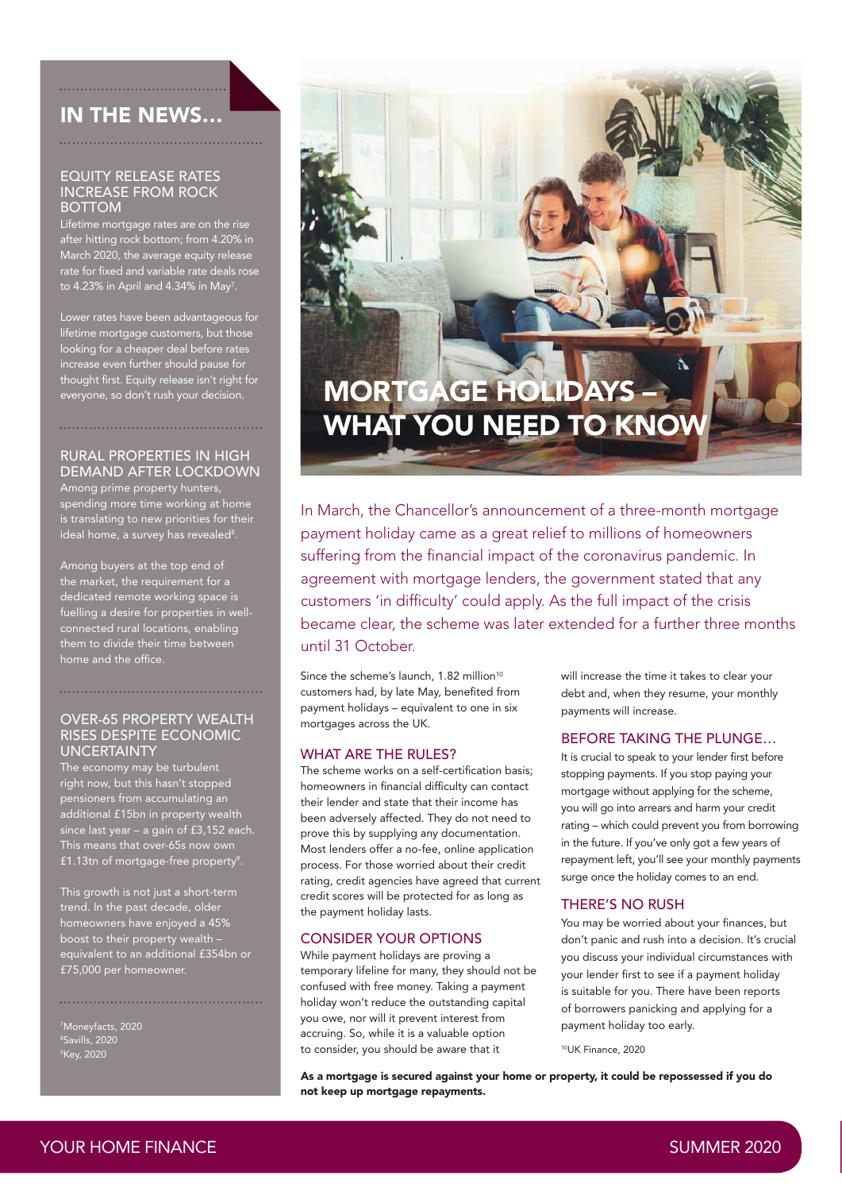## IN THE NEWS...

### EQUITY RELEASE RATES INCREASE FROM ROCK BOTTOM

Lifetime mortgage rates are on the rise after hitting rock bottom; from 4.20% in March 2020, the average equity release rate for fixed and variable rate deals rose to 4.23% in April and 4.34% in May[7].

Lower rates have been advantageous for lifetime mortgage customers, but those looking for a cheaper deal before rates increase even further should pause for thought first. Equity release isn't right for everyone, so don't rush your decision.

### RURAL PROPERTIES IN HIGH DEMAND AFTER LOCKDOWN

Among prime property hunters, spending more time working at home is translating to new priorities for their ideal home, a survey has revealed[8].

Among buyers at the top end of the market, the requirement for a dedicated remote working space is fuelling a desire for properties in well-connected rural locations, enabling them to divide their time between home and the office.

### OVER-65 PROPERTY WEALTH RISES DESPITE ECONOMIC UNCERTAINTY

The economy may be turbulent right now, but this hasn't stopped pensioners from accumulating an additional £15bn in property wealth since last year – a gain of £3,152 each. This means that over-65s now own £1.13tn of mortgage-free property[9].

This growth is not just a short-term trend. In the past decade, older homeowners have enjoyed a 45% boost to their property wealth – equivalent to an additional £354bn or £75,000 per homeowner.

[7]Moneyfacts, 2020
[8]Savills, 2020
[9]Key, 2020

# MORTGAGE HOLIDAYS – WHAT YOU NEED TO KNOW

In March, the Chancellor's announcement of a three-month mortgage payment holiday came as a great relief to millions of homeowners suffering from the financial impact of the coronavirus pandemic. In agreement with mortgage lenders, the government stated that any customers 'in difficulty' could apply. As the full impact of the crisis became clear, the scheme was later extended for a further three months until 31 October.

Since the scheme's launch, 1.82 million[10] customers had, by late May, benefited from payment holidays – equivalent to one in six mortgages across the UK.

### WHAT ARE THE RULES?

The scheme works on a self-certification basis; homeowners in financial difficulty can contact their lender and state that their income has been adversely affected. They do not need to prove this by supplying any documentation. Most lenders offer a no-fee, online application process. For those worried about their credit rating, credit agencies have agreed that current credit scores will be protected for as long as the payment holiday lasts.

### CONSIDER YOUR OPTIONS

While payment holidays are proving a temporary lifeline for many, they should not be confused with free money. Taking a payment holiday won't reduce the outstanding capital you owe, nor will it prevent interest from accruing. So, while it is a valuable option to consider, you should be aware that it will increase the time it takes to clear your debt and, when they resume, your monthly payments will increase.

### BEFORE TAKING THE PLUNGE…

It is crucial to speak to your lender first before stopping payments. If you stop paying your mortgage without applying for the scheme, you will go into arrears and harm your credit rating – which could prevent you from borrowing in the future. If you've only got a few years of repayment left, you'll see your monthly payments surge once the holiday comes to an end.

### THERE'S NO RUSH

You may be worried about your finances, but don't panic and rush into a decision. It's crucial you discuss your individual circumstances with your lender first to see if a payment holiday is suitable for you. There have been reports of borrowers panicking and applying for a payment holiday too early.

[10]UK Finance, 2020

**As a mortgage is secured against your home or property, it could be repossessed if you do not keep up mortgage repayments.**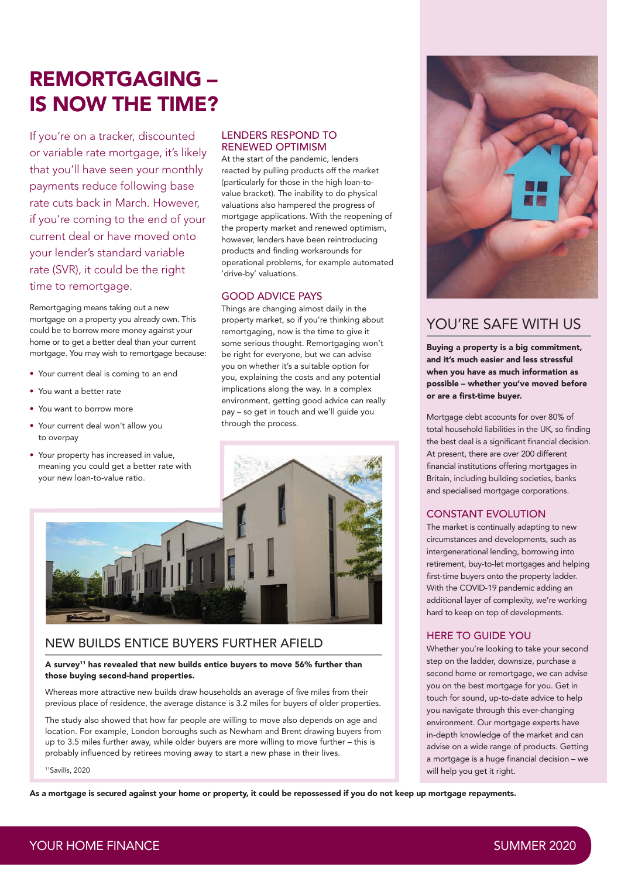# REMORTGAGING – IS NOW THE TIME?

If you're on a tracker, discounted or variable rate mortgage, it's likely that you'll have seen your monthly payments reduce following base rate cuts back in March. However, if you're coming to the end of your current deal or have moved onto your lender's standard variable rate (SVR), it could be the right time to remortgage.

Remortgaging means taking out a new mortgage on a property you already own. This could be to borrow more money against your home or to get a better deal than your current mortgage. You may wish to remortgage because:

- Your current deal is coming to an end
- You want a better rate
- You want to borrow more
- Your current deal won't allow you to overpay
- Your property has increased in value, meaning you could get a better rate with your new loan-to-value ratio.

## LENDERS RESPOND TO RENEWED OPTIMISM

At the start of the pandemic, lenders reacted by pulling products off the market (particularly for those in the high loan-to-value bracket). The inability to do physical valuations also hampered the progress of mortgage applications. With the reopening of the property market and renewed optimism, however, lenders have been reintroducing products and finding workarounds for operational problems, for example automated 'drive-by' valuations.

## GOOD ADVICE PAYS

Things are changing almost daily in the property market, so if you're thinking about remortgaging, now is the time to give it some serious thought. Remortgaging won't be right for everyone, but we can advise you on whether it's a suitable option for you, explaining the costs and any potential implications along the way. In a complex environment, getting good advice can really pay – so get in touch and we'll guide you through the process.

## NEW BUILDS ENTICE BUYERS FURTHER AFIELD

**A survey[11] has revealed that new builds entice buyers to move 56% further than those buying second-hand properties.**

Whereas more attractive new builds draw households an average of five miles from their previous place of residence, the average distance is 3.2 miles for buyers of older properties.

The study also showed that how far people are willing to move also depends on age and location. For example, London boroughs such as Newham and Brent drawing buyers from up to 3.5 miles further away, while older buyers are more willing to move further – this is probably influenced by retirees moving away to start a new phase in their lives.

[11]Savills, 2020

## YOU'RE SAFE WITH US

**Buying a property is a big commitment, and it's much easier and less stressful when you have as much information as possible – whether you've moved before or are a first-time buyer.**

Mortgage debt accounts for over 80% of total household liabilities in the UK, so finding the best deal is a significant financial decision. At present, there are over 200 different financial institutions offering mortgages in Britain, including building societies, banks and specialised mortgage corporations.

### CONSTANT EVOLUTION

The market is continually adapting to new circumstances and developments, such as intergenerational lending, borrowing into retirement, buy-to-let mortgages and helping first-time buyers onto the property ladder. With the COVID-19 pandemic adding an additional layer of complexity, we're working hard to keep on top of developments.

### HERE TO GUIDE YOU

Whether you're looking to take your second step on the ladder, downsize, purchase a second home or remortgage, we can advise you on the best mortgage for you. Get in touch for sound, up-to-date advice to help you navigate through this ever-changing environment. Our mortgage experts have in-depth knowledge of the market and can advise on a wide range of products. Getting a mortgage is a huge financial decision – we will help you get it right.

**As a mortgage is secured against your home or property, it could be repossessed if you do not keep up mortgage repayments.**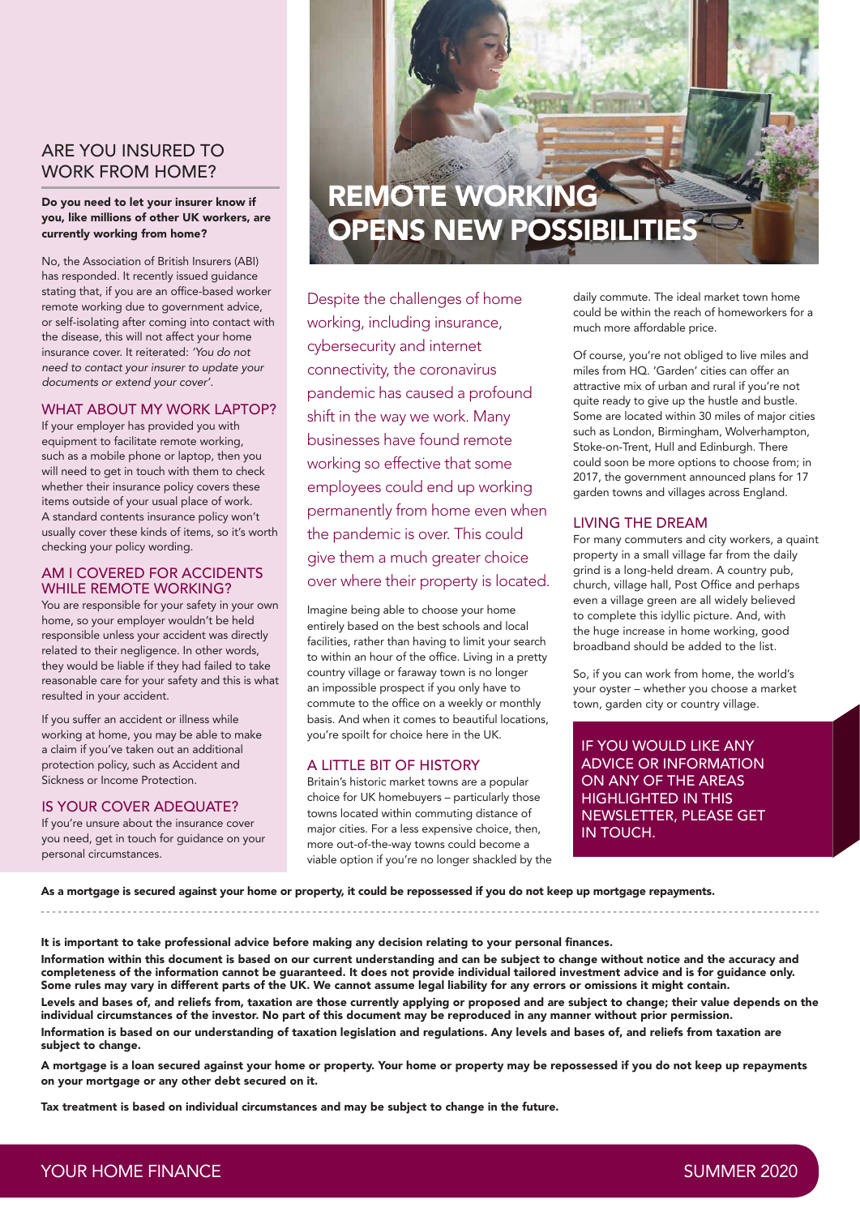## ARE YOU INSURED TO WORK FROM HOME?

**Do you need to let your insurer know if you, like millions of other UK workers, are currently working from home?**

No, the Association of British Insurers (ABI) has responded. It recently issued guidance stating that, if you are an office-based worker remote working due to government advice, or self-isolating after coming into contact with the disease, this will not affect your home insurance cover. It reiterated: *'You do not need to contact your insurer to update your documents or extend your cover'*.

### WHAT ABOUT MY WORK LAPTOP?

If your employer has provided you with equipment to facilitate remote working, such as a mobile phone or laptop, then you will need to get in touch with them to check whether their insurance policy covers these items outside of your usual place of work. A standard contents insurance policy won't usually cover these kinds of items, so it's worth checking your policy wording.

### AM I COVERED FOR ACCIDENTS WHILE REMOTE WORKING?

You are responsible for your safety in your own home, so your employer wouldn't be held responsible unless your accident was directly related to their negligence. In other words, they would be liable if they had failed to take reasonable care for your safety and this is what resulted in your accident.

If you suffer an accident or illness while working at home, you may be able to make a claim if you've taken out an additional protection policy, such as Accident and Sickness or Income Protection.

### IS YOUR COVER ADEQUATE?

If you're unsure about the insurance cover you need, get in touch for guidance on your personal circumstances.

## REMOTE WORKING OPENS NEW POSSIBILITIES

Despite the challenges of home working, including insurance, cybersecurity and internet connectivity, the coronavirus pandemic has caused a profound shift in the way we work. Many businesses have found remote working so effective that some employees could end up working permanently from home even when the pandemic is over. This could give them a much greater choice over where their property is located.

Imagine being able to choose your home entirely based on the best schools and local facilities, rather than having to limit your search to within an hour of the office. Living in a pretty country village or faraway town is no longer an impossible prospect if you only have to commute to the office on a weekly or monthly basis. And when it comes to beautiful locations, you're spoilt for choice here in the UK.

### A LITTLE BIT OF HISTORY

Britain's historic market towns are a popular choice for UK homebuyers – particularly those towns located within commuting distance of major cities. For a less expensive choice, then, more out-of-the-way towns could become a viable option if you're no longer shackled by the daily commute. The ideal market town home could be within the reach of homeworkers for a much more affordable price.

Of course, you're not obliged to live miles and miles from HQ. 'Garden' cities can offer an attractive mix of urban and rural if you're not quite ready to give up the hustle and bustle. Some are located within 30 miles of major cities such as London, Birmingham, Wolverhampton, Stoke-on-Trent, Hull and Edinburgh. There could soon be more options to choose from; in 2017, the government announced plans for 17 garden towns and villages across England.

### LIVING THE DREAM

For many commuters and city workers, a quaint property in a small village far from the daily grind is a long-held dream. A country pub, church, village hall, Post Office and perhaps even a village green are all widely believed to complete this idyllic picture. And, with the huge increase in home working, good broadband should be added to the list.

So, if you can work from home, the world's your oyster – whether you choose a market town, garden city or country village.

IF YOU WOULD LIKE ANY ADVICE OR INFORMATION ON ANY OF THE AREAS HIGHLIGHTED IN THIS NEWSLETTER, PLEASE GET IN TOUCH.

**As a mortgage is secured against your home or property, it could be repossessed if you do not keep up mortgage repayments.**

---

**It is important to take professional advice before making any decision relating to your personal finances.**

**Information within this document is based on our current understanding and can be subject to change without notice and the accuracy and completeness of the information cannot be guaranteed. It does not provide individual tailored investment advice and is for guidance only. Some rules may vary in different parts of the UK. We cannot assume legal liability for any errors or omissions it might contain.**

**Levels and bases of, and reliefs from, taxation are those currently applying or proposed and are subject to change; their value depends on the individual circumstances of the investor. No part of this document may be reproduced in any manner without prior permission.**

**Information is based on our understanding of taxation legislation and regulations. Any levels and bases of, and reliefs from taxation are subject to change.**

**A mortgage is a loan secured against your home or property. Your home or property may be repossessed if you do not keep up repayments on your mortgage or any other debt secured on it.**

**Tax treatment is based on individual circumstances and may be subject to change in the future.**